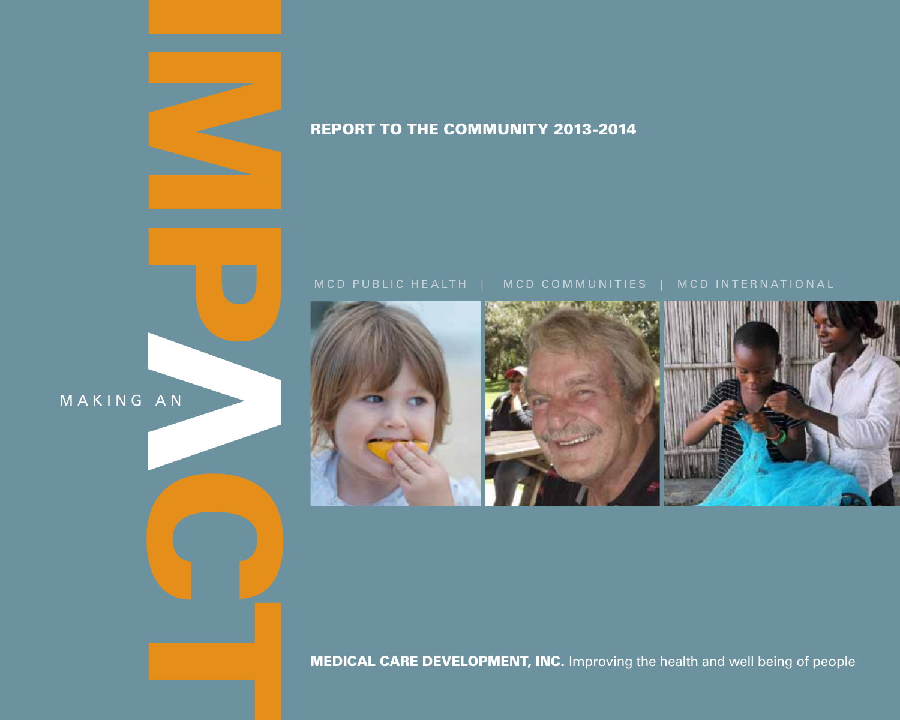# MAKING AN IMPACT

## REPORT TO THE COMMUNITY 2013-2014

MCD PUBLIC HEALTH | MCD COMMUNITIES | MCD INTERNATIONAL

**MEDICAL CARE DEVELOPMENT, INC.** Improving the health and well being of people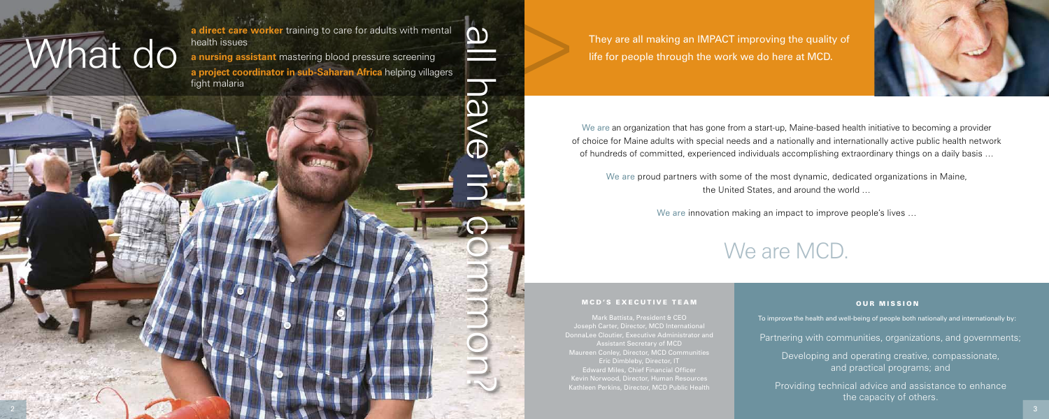# What do

**a direct care worker** training to care for adults with mental health issues

**a nursing assistant** mastering blood pressure screening

**a project coordinator in sub-Saharan Africa** helping villagers fight malaria

# all have in common?

They are all making an IMPACT improving the quality of life for people through the work we do here at MCD.

We are an organization that has gone from a start-up, Maine-based health initiative to becoming a provider of choice for Maine adults with special needs and a nationally and internationally active public health network of hundreds of committed, experienced individuals accomplishing extraordinary things on a daily basis …

We are proud partners with some of the most dynamic, dedicated organizations in Maine, the United States, and around the world …

We are innovation making an impact to improve people's lives …

## We are MCD.

### MCD'S EXECUTIVE TEAM

Mark Battista, President & CEO
Joseph Carter, Director, MCD International
DonnaLee Cloutier, Executive Administrator and Assistant Secretary of MCD
Maureen Conley, Director, MCD Communities
Eric Dimbleby, Director, IT
Edward Miles, Chief Financial Officer
Kevin Norwood, Director, Human Resources
Kathleen Perkins, Director, MCD Public Health

### OUR MISSION

To improve the health and well-being of people both nationally and internationally by:

Partnering with communities, organizations, and governments;

Developing and operating creative, compassionate, and practical programs; and

Providing technical advice and assistance to enhance the capacity of others.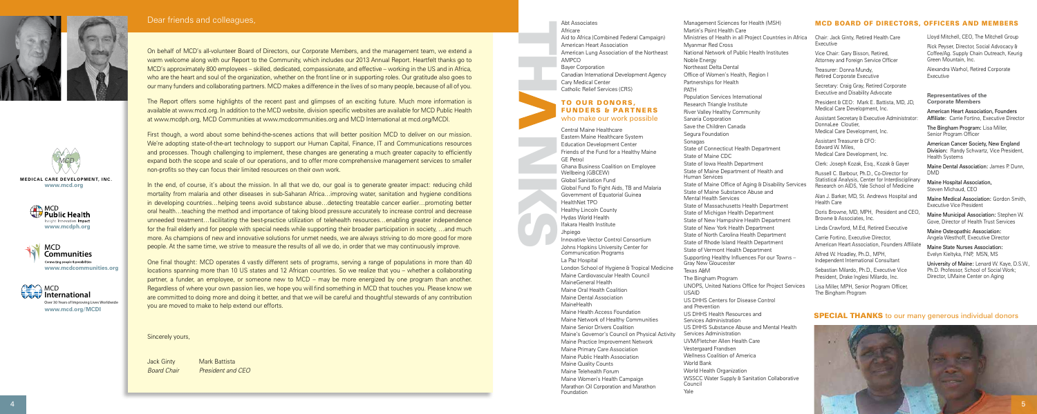## Dear friends and colleagues,

On behalf of MCD's all-volunteer Board of Directors, our Corporate Members, and the management team, we extend a warm welcome along with our Report to the Community, which includes our 2013 Annual Report. Heartfelt thanks go to MCD's approximately 800 employees – skilled, dedicated, compassionate, and effective – working in the US and in Africa, who are the heart and soul of the organization, whether on the front line or in supporting roles. Our gratitude also goes to our many funders and collaborating partners. MCD makes a difference in the lives of so many people, because of all of you.

The Report offers some highlights of the recent past and glimpses of an exciting future. Much more information is available at www.mcd.org. In addition to the MCD website, division specific websites are available for MCD Public Health at www.mcdph.org, MCD Communities at www.mcdcommunities.org and MCD International at mcd.org/MCDI.

First though, a word about some behind-the-scenes actions that will better position MCD to deliver on our mission. We're adopting state-of-the-art technology to support our Human Capital, Finance, IT and Communications resources and processes. Though challenging to implement, these changes are generating a much greater capacity to efficiently expand both the scope and scale of our operations, and to offer more comprehensive management services to smaller non-profits so they can focus their limited resources on their own work.

In the end, of course, it's about the mission. In all that we do, our goal is to generate greater impact: reducing child mortality from malaria and other diseases in sub-Saharan Africa…improving water, sanitation and hygiene conditions in developing countries…helping teens avoid substance abuse…detecting treatable cancer earlier…promoting better oral health…teaching the method and importance of taking blood pressure accurately to increase control and decrease unneeded treatment…facilitating the best-practice utilization of telehealth resources…enabling greater independence for the frail elderly and for people with special needs while supporting their broader participation in society, …and much more. As champions of new and innovative solutions for unmet needs, we are always striving to do more good for more people. At the same time, we strive to measure the results of all we do, in order that we may continuously improve.

One final thought: MCD operates 4 vastly different sets of programs, serving a range of populations in more than 40 locations spanning more than 10 US states and 12 African countries. So we realize that you – whether a collaborating partner, a funder, an employee, or someone new to MCD – may be more energized by one program than another. Regardless of where your own passion lies, we hope you will find something in MCD that touches you. Please know we are committed to doing more and doing it better, and that we will be careful and thoughtful stewards of any contribution you are moved to make to help extend our efforts.

Sincerely yours,

Jack Ginty — *Board Chair*
Mark Battista — *President and CEO*

**MEDICAL CARE DEVELOPMENT, INC.** www.mcd.org

MCD Public Health — Insight. Innovation. Impact — www.mcdph.org

MCD Communities — Connecting people & possibilities — www.mcdcommunities.org

MCD International — Over 30 Years of Improving Lives Worldwide — www.mcd.org/MCDI

# THANKS

Abt Associates
Africare
Aid to Africa (Combined Federal Campaign)
American Heart Association
American Lung Association of the Northeast
AMPCO
Bayer Corporation
Canadian International Development Agency
Cary Medical Center
Catholic Relief Services (CRS)

## TO OUR DONORS, FUNDERS & PARTNERS who make our work possible

Central Maine Healthcare
Eastern Maine Healthcare System
Education Development Center
Friends of the Fund for a Healthy Maine
GE Petrol
Ghana Business Coalition on Employee Wellbeing (GBCEW)
Global Sanitation Fund
Global Fund To Fight Aids, TB and Malaria
Government of Equatorial Guinea
HealthNet TPO
Healthy Lincoln County
Hydas World Health
Ifakara Health Institute
Jhpiego
Innovative Vector Control Consortium
Johns Hopkins University Center for Communication Programs
La Paz Hospital
London School of Hygiene & Tropical Medicine
Maine Cardiovascular Health Council
MaineGeneral Health
Maine Oral Health Coalition
Maine Dental Association
MaineHealth
Maine Health Access Foundation
Maine Network of Healthy Communities
Maine Senior Drivers Coalition
Maine's Governor's Council on Physical Activity
Maine Practice Improvement Network
Maine Primary Care Association
Maine Public Health Association
Maine Quality Counts
Maine Telehealth Forum
Maine Women's Health Campaign
Marathon Oil Corporation and Marathon Foundation
Management Sciences for Health (MSH)
Martin's Point Health Care
Ministries of Health in all Project Countries in Africa
Myanmar Red Cross
National Network of Public Health Institutes
Noble Energy
Northeast Delta Dental
Office of Women's Health, Region I
Partnerships for Health
PATH
Population Services International
Research Triangle Institute
River Valley Healthy Community
Sanaria Corporation
Save the Children Canada
Segura Foundation
Sonagas
State of Connecticut Health Department
State of Maine CDC
State of Iowa Health Department
State of Maine Department of Health and Human Services
State of Maine Office of Aging & Disability Services
State of Maine Substance Abuse and Mental Health Services
State of Massachusetts Health Department
State of Michigan Health Department
State of New Hampshire Health Department
State of New York Health Department
State of North Carolina Health Department
State of Rhode Island Health Department
State of Vermont Health Department
Supporting Healthy Influences For our Towns – Gray New Gloucester
Texas A&M
The Bingham Program
UNOPS, United Nations Office for Project Services
USAID
US DHHS Centers for Disease Control and Prevention
US DHHS Health Resources and Services Administration
US DHHS Substance Abuse and Mental Health Services Administration
UVM/Fletcher Allen Health Care
Vestergaard Frandsen
Wellness Coalition of America
World Bank
World Health Organization
WSSCC Water Supply & Sanitation Collaborative Council
Yale

## MCD BOARD OF DIRECTORS, OFFICERS AND MEMBERS

Chair: Jack Ginty, Retired Health Care Executive

Vice Chair: Gary Bisson, Retired, Attorney and Foreign Service Officer

Treasurer: Donna Mundy, Retired Corporate Executive

Secretary: Craig Gray, Retired Corporate Executive and Disability Advocate

President & CEO: Mark E. Battista, MD, JD, Medical Care Development, Inc.

Assistant Secretary & Executive Administrator: DonnaLee Cloutier, Medical Care Development, Inc.

Assistant Treasurer & CFO: Edward W. Miles, Medical Care Development, Inc.

Clerk: Joseph Kozak, Esq., Kozak & Gayer

Russell C. Barbour, Ph.D., Co-Director for Statistical Analysis, Center for Interdisciplinary Research on AIDS, Yale School of Medicine

Alan J. Barker, MD, St. Andrews Hospital and Health Care

Doris Browne, MD, MPH, President and CEO, Browne & Associates, Inc.

Linda Crawford, M.Ed, Retired Executive

Carrie Fortino, Executive Director, American Heart Association, Founders Affiliate

Alfred W. Hoadley, Ph.D., MPH, Independent International Consultant

Sebastian Milardo, Ph.D., Executive Vice President, Drake Inglesi Milardo, Inc.

Lisa Miller, MPH, Senior Program Officer, The Bingham Program

Lloyd Mitchell, CEO, The Mitchell Group

Rick Peyser, Director, Social Advocacy & Coffee/Ag. Supply Chain Outreach, Keurig Green Mountain, Inc.

Alexandra Warhol, Retired Corporate Executive

### Representatives of the Corporate Members

**American Heart Association, Founders Affiliate:** Carrie Fortino, Executive Director

**The Bingham Program:** Lisa Miller, Senior Program Officer

**American Cancer Society, New England Division:** Randy Schwartz, Vice President, Health Systems

**Maine Dental Association:** James P. Dunn, DMD

**Maine Hospital Association,** Steven Michaud, CEO

**Maine Medical Association:** Gordon Smith, Executive Vice President

**Maine Municipal Association:** Stephen W. Gove, Director of Health Trust Services

**Maine Osteopathic Association:** Angela Westhoff, Executive Director

**Maine State Nurses Association:** Evelyn Kieltyka, FNP, MSN, MS

**University of Maine:** Lenard W. Kaye, D.S.W., Ph.D. Professor, School of Social Work; Director, UMaine Center on Aging

## SPECIAL THANKS to our many generous individual donors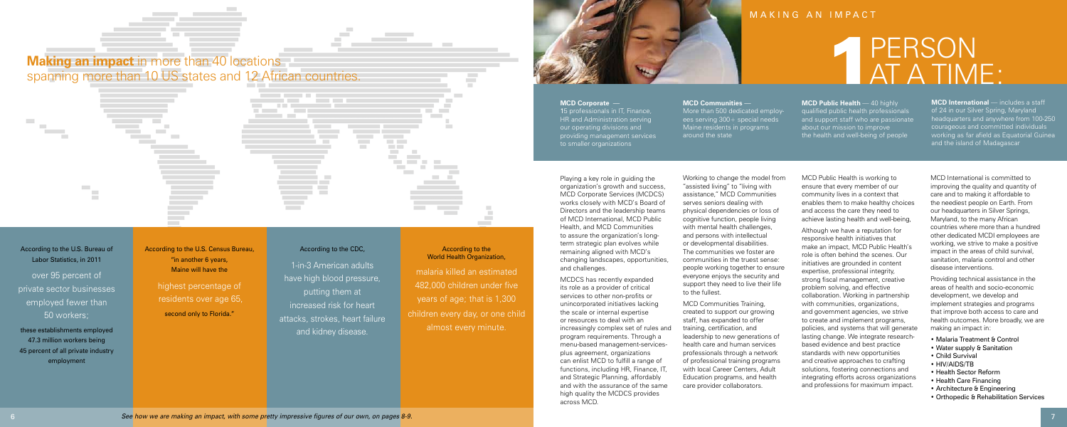**Making an impact** in more than 40 locations spanning more than 10 US states and 12 African countries.

According to the U.S. Bureau of Labor Statistics, in 2011

over 95 percent of private sector businesses employed fewer than 50 workers;

these establishments employed 47.3 million workers being 45 percent of all private industry employment

According to the U.S. Census Bureau, "in another 6 years, Maine will have the

highest percentage of residents over age 65,

second only to Florida."

According to the CDC,

1-in-3 American adults have high blood pressure, putting them at increased risk for heart attacks, strokes, heart failure and kidney disease.

According to the World Health Organization,

malaria killed an estimated 482,000 children under five years of age; that is 1,300 children every day, or one child almost every minute.

*See how we are making an impact, with some pretty impressive figures of our own, on pages 8-9.*

MAKING AN IMPACT

# 1 PERSON AT A TIME:

**MCD Corporate** — 15 professionals in IT, Finance, HR and Administration serving our operating divisions and providing management services to smaller organizations

**MCD Communities** — More than 500 dedicated employees serving 300+ special needs Maine residents in programs around the state

**MCD Public Health** — 40 highly qualified public health professionals and support staff who are passionate about our mission to improve the health and well-being of people

**MCD International** — includes a staff of 24 in our Silver Spring, Maryland headquarters and anywhere from 100-250 courageous and committed individuals working as far afield as Equatorial Guinea and the island of Madagascar

Playing a key role in guiding the organization's growth and success, MCD Corporate Services (MCDCS) works closely with MCD's Board of Directors and the leadership teams of MCD International, MCD Public Health, and MCD Communities to assure the organization's long-term strategic plan evolves while remaining aligned with MCD's changing landscapes, opportunities, and challenges.

MCDCS has recently expanded its role as a provider of critical services to other non-profits or unincorporated initiatives lacking the scale or internal expertise or resources to deal with an increasingly complex set of rules and program requirements. Through a menu-based management-services-plus agreement, organizations can enlist MCD to fulfill a range of functions, including HR, Finance, IT, and Strategic Planning, affordably and with the assurance of the same high quality the MCDCS provides across MCD.

Working to change the model from "assisted living" to "living with assistance," MCD Communities serves seniors dealing with physical dependencies or loss of cognitive function, people living with mental health challenges, and persons with intellectual or developmental disabilities. The communities we foster are communities in the truest sense: people working together to ensure everyone enjoys the security and support they need to live their life to the fullest.

MCD Communities Training, created to support our growing staff, has expanded to offer training, certification, and leadership to new generations of health care and human services professionals through a network of professional training programs with local Career Centers, Adult Education programs, and health care provider collaborators.

MCD Public Health is working to ensure that every member of our community lives in a context that enables them to make healthy choices and access the care they need to achieve lasting health and well-being,

Although we have a reputation for responsive health initiatives that make an impact, MCD Public Health's role is often behind the scenes. Our initiatives are grounded in content expertise, professional integrity, strong fiscal management, creative problem solving, and effective collaboration. Working in partnership with communities, organizations, and government agencies, we strive to create and implement programs, policies, and systems that will generate lasting change. We integrate research-based evidence and best practice standards with new opportunities and creative approaches to crafting solutions, fostering connections and integrating efforts across organizations and professions for maximum impact.

MCD International is committed to improving the quality and quantity of care and to making it affordable to the neediest people on Earth. From our headquarters in Silver Springs, Maryland, to the many African countries where more than a hundred other dedicated MCDI employees are working, we strive to make a positive impact in the areas of child survival, sanitation, malaria control and other disease interventions.

Providing technical assistance in the areas of health and socio-economic development, we develop and implement strategies and programs that improve both access to care and health outcomes. More broadly, we are making an impact in:

- Malaria Treatment & Control
- Water supply & Sanitation
- Child Survival
- HIV/AIDS/TB
- Health Sector Reform
- Health Care Financing
- Architecture & Engineering
- Orthopedic & Rehabilitation Services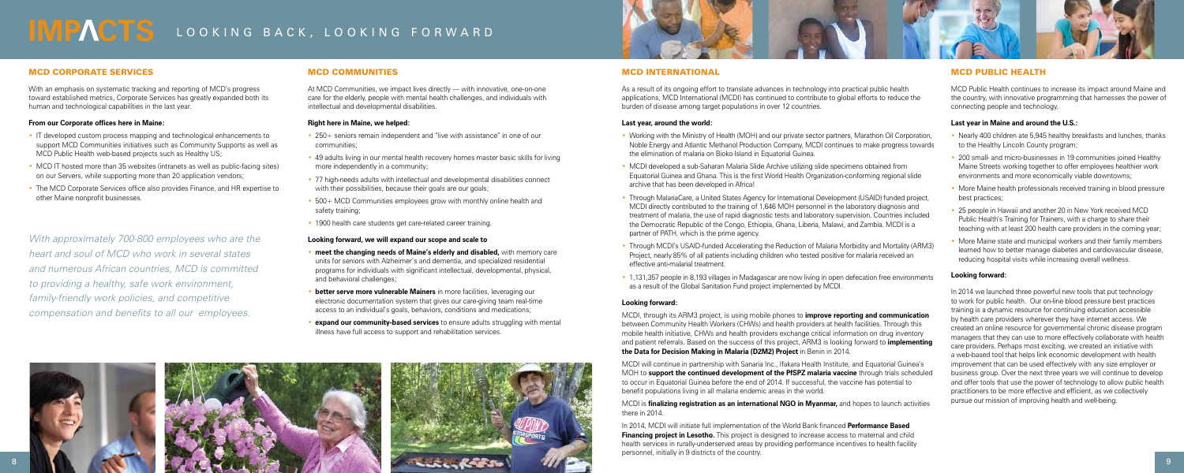# IMPACTS LOOKING BACK, LOOKING FORWARD

## MCD CORPORATE SERVICES

With an emphasis on systematic tracking and reporting of MCD's progress toward established metrics, Corporate Services has greatly expanded both its human and technological capabilities in the last year.

**From our Corporate offices here in Maine:**

- IT developed custom process mapping and technological enhancements to support MCD Communities initiatives such as Community Supports as well as MCD Public Health web-based projects such as Healthy US;
- MCD IT hosted more than 35 websites (intranets as well as public-facing sites) on our Servers, while supporting more than 20 application vendors;
- The MCD Corporate Services office also provides Finance, and HR expertise to other Maine nonprofit businesses.

*With approximately 700-800 employees who are the heart and soul of MCD who work in several states and numerous African countries, MCD is committed to providing a healthy, safe work environment, family-friendly work policies, and competitive compensation and benefits to all our employees.*

## MCD COMMUNITIES

At MCD Communities, we impact lives directly — with innovative, one-on-one care for the elderly, people with mental health challenges, and individuals with intellectual and developmental disabilities.

**Right here in Maine, we helped:**

- 250+ seniors remain independent and "live with assistance" in one of our communities;
- 49 adults living in our mental health recovery homes master basic skills for living more independently in a community;
- 77 high-needs adults with intellectual and developmental disabilities connect with their possibilities, because their goals are our goals;
- 500+ MCD Communities employees grow with monthly online health and safety training;
- 1900 health care students get care-related career training.

**Looking forward, we will expand our scope and scale to**

- **meet the changing needs of Maine's elderly and disabled,** with memory care units for seniors with Alzheimer's and dementia, and specialized residential programs for individuals with significant intellectual, developmental, physical, and behavioral challenges;
- **better serve more vulnerable Mainers** in more facilities, leveraging our electronic documentation system that gives our care-giving team real-time access to an individual's goals, behaviors, conditions and medications;
- **expand our community-based services** to ensure adults struggling with mental illness have full access to support and rehabilitation services.

## MCD INTERNATIONAL

As a result of its ongoing effort to translate advances in technology into practical public health applications, MCD International (MCDI) has continued to contribute to global efforts to reduce the burden of disease among target populations in over 12 countries.

**Last year, around the world:**

- Working with the Ministry of Health (MOH) and our private sector partners, Marathon Oil Corporation, Noble Energy and Atlantic Methanol Production Company, MCDI continues to make progress towards the elimination of malaria on Bioko Island in Equatorial Guinea.
- MCDI developed a sub-Saharan Malaria Slide Archive utilizing slide specimens obtained from Equatorial Guinea and Ghana. This is the first World Health Organization-conforming regional slide archive that has been developed in Africa!
- Through MalariaCare, a United States Agency for International Development (USAID) funded project, MCDI directly contributed to the training of 1,646 MOH personnel in the laboratory diagnosis and treatment of malaria, the use of rapid diagnostic tests and laboratory supervision. Countries included the Democratic Republic of the Congo, Ethiopia, Ghana, Liberia, Malawi, and Zambia. MCDI is a partner of PATH, which is the prime agency.
- Through MCDI's USAID-funded Accelerating the Reduction of Malaria Morbidity and Mortality (ARM3) Project, nearly 85% of all patients including children who tested positive for malaria received an effective anti-malarial treatment.
- 1,131,357 people in 8,193 villages in Madagascar are now living in open defecation free environments as a result of the Global Sanitation Fund project implemented by MCDI.

**Looking forward:**

MCDI, through its ARM3 project, is using mobile phones to **improve reporting and communication** between Community Health Workers (CHWs) and health providers at health facilities. Through this mobile health initiative, CHWs and health providers exchange critical information on drug inventory and patient referrals. Based on the success of this project, ARM3 is looking forward to **implementing the Data for Decision Making in Malaria (D2M2) Project** in Benin in 2014.

MCDI will continue in partnership with Sanaria Inc., Ifakara Health Institute, and Equatorial Guinea's MOH to **support the continued development of the PfSPZ malaria vaccine** through trials scheduled to occur in Equatorial Guinea before the end of 2014. If successful, the vaccine has potential to benefit populations living in all malaria endemic areas in the world.

MCDI is **finalizing registration as an international NGO in Myanmar,** and hopes to launch activities there in 2014.

In 2014, MCDI will initiate full implementation of the World Bank financed **Performance Based Financing project in Lesotho.** This project is designed to increase access to maternal and child health services in rurally-underserved areas by providing performance incentives to health facility personnel, initially in 9 districts of the country.

## MCD PUBLIC HEALTH

MCD Public Health continues to increase its impact around Maine and the country, with innovative programming that harnesses the power of connecting people and technology.

**Last year in Maine and around the U.S.:**

- Nearly 400 children ate 5,945 healthy breakfasts and lunches, thanks to the Healthy Lincoln County program;
- 200 small- and micro-businesses in 19 communities joined Healthy Maine Streets working together to offer employees healthier work environments and more economically viable downtowns;
- More Maine health professionals received training in blood pressure best practices;
- 25 people in Hawaii and another 20 in New York received MCD Public Health's Training for Trainers, with a charge to share their teaching with at least 200 health care providers in the coming year;
- More Maine state and municipal workers and their family members learned how to better manage diabetes and cardiovascular disease, reducing hospital visits while increasing overall wellness.

**Looking forward:**

In 2014 we launched three powerful new tools that put technology to work for public health. Our on-line blood pressure best practices training is a dynamic resource for continuing education accessible by health care providers wherever they have internet access. We created an online resource for governmental chronic disease program managers that they can use to more effectively collaborate with health care providers. Perhaps most exciting, we created an initiative with a web-based tool that helps link economic development with health improvement that can be used effectively with any size employer or business group. Over the next three years we will continue to develop and offer tools that use the power of technology to allow public health practitioners to be more effective and efficient, as we collectively pursue our mission of improving health and well-being.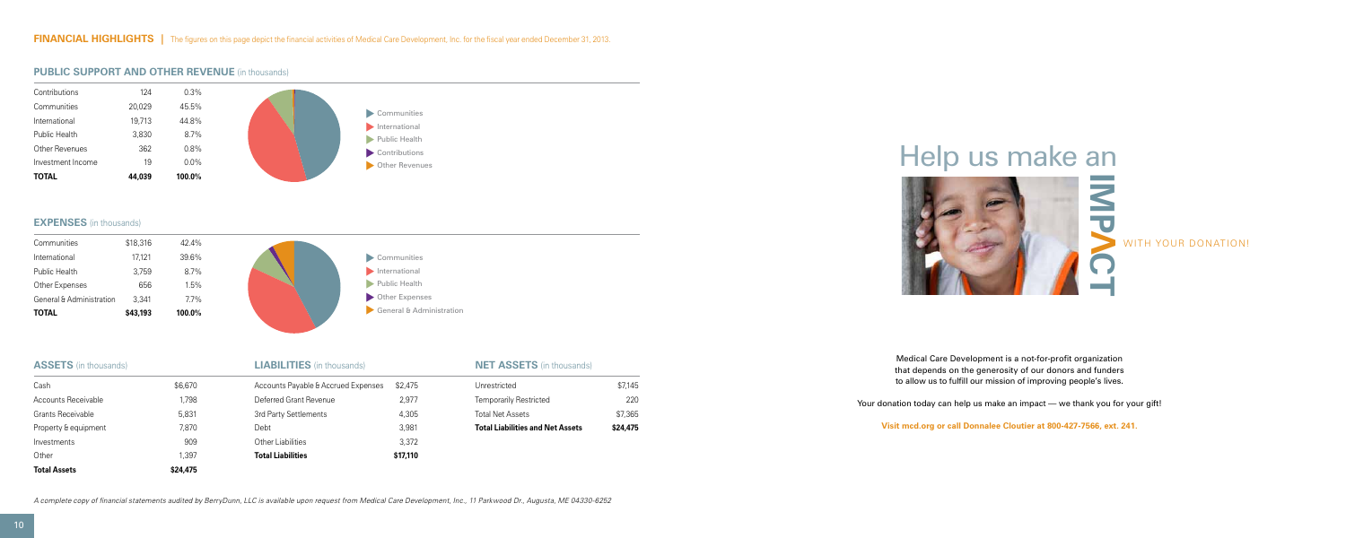**FINANCIAL HIGHLIGHTS** | The figures on this page depict the financial activities of Medical Care Development, Inc. for the fiscal year ended December 31, 2013.

## PUBLIC SUPPORT AND OTHER REVENUE (in thousands)

| | | |
|---|---|---|
| Contributions | 124 | 0.3% |
| Communities | 20,029 | 45.5% |
| International | 19,713 | 44.8% |
| Public Health | 3,830 | 8.7% |
| Other Revenues | 362 | 0.8% |
| Investment Income | 19 | 0.0% |
| **TOTAL** | **44,039** | **100.0%** |

- Communities
- International
- Public Health
- Contributions
- Other Revenues

## EXPENSES (in thousands)

| | | |
|---|---|---|
| Communities | $18,316 | 42.4% |
| International | 17,121 | 39.6% |
| Public Health | 3,759 | 8.7% |
| Other Expenses | 656 | 1.5% |
| General & Administration | 3,341 | 7.7% |
| **TOTAL** | **$43,193** | **100.0%** |

- Communities
- International
- Public Health
- Other Expenses
- General & Administration

## ASSETS (in thousands)

| | |
|---|---|
| Cash | $6,670 |
| Accounts Receivable | 1,798 |
| Grants Receivable | 5,831 |
| Property & equipment | 7,870 |
| Investments | 909 |
| Other | 1,397 |
| **Total Assets** | **$24,475** |

## LIABILITIES (in thousands)

| | |
|---|---|
| Accounts Payable & Accrued Expenses | $2,475 |
| Deferred Grant Revenue | 2,977 |
| 3rd Party Settlements | 4,305 |
| Debt | 3,981 |
| Other Liabilities | 3,372 |
| **Total Liabilities** | **$17,110** |

## NET ASSETS (in thousands)

| | |
|---|---|
| Unrestricted | $7,145 |
| Temporarily Restricted | 220 |
| Total Net Assets | $7,365 |
| **Total Liabilities and Net Assets** | **$24,475** |

*A complete copy of financial statements audited by BerryDunn, LLC is available upon request from Medical Care Development, Inc., 11 Parkwood Dr., Augusta, ME 04330-6252*

# Help us make an IMPACT WITH YOUR DONATION!

Medical Care Development is a not-for-profit organization that depends on the generosity of our donors and funders to allow us to fulfill our mission of improving people's lives.

Your donation today can help us make an impact — we thank you for your gift!

**Visit mcd.org or call Donnalee Cloutier at 800-427-7566, ext. 241.**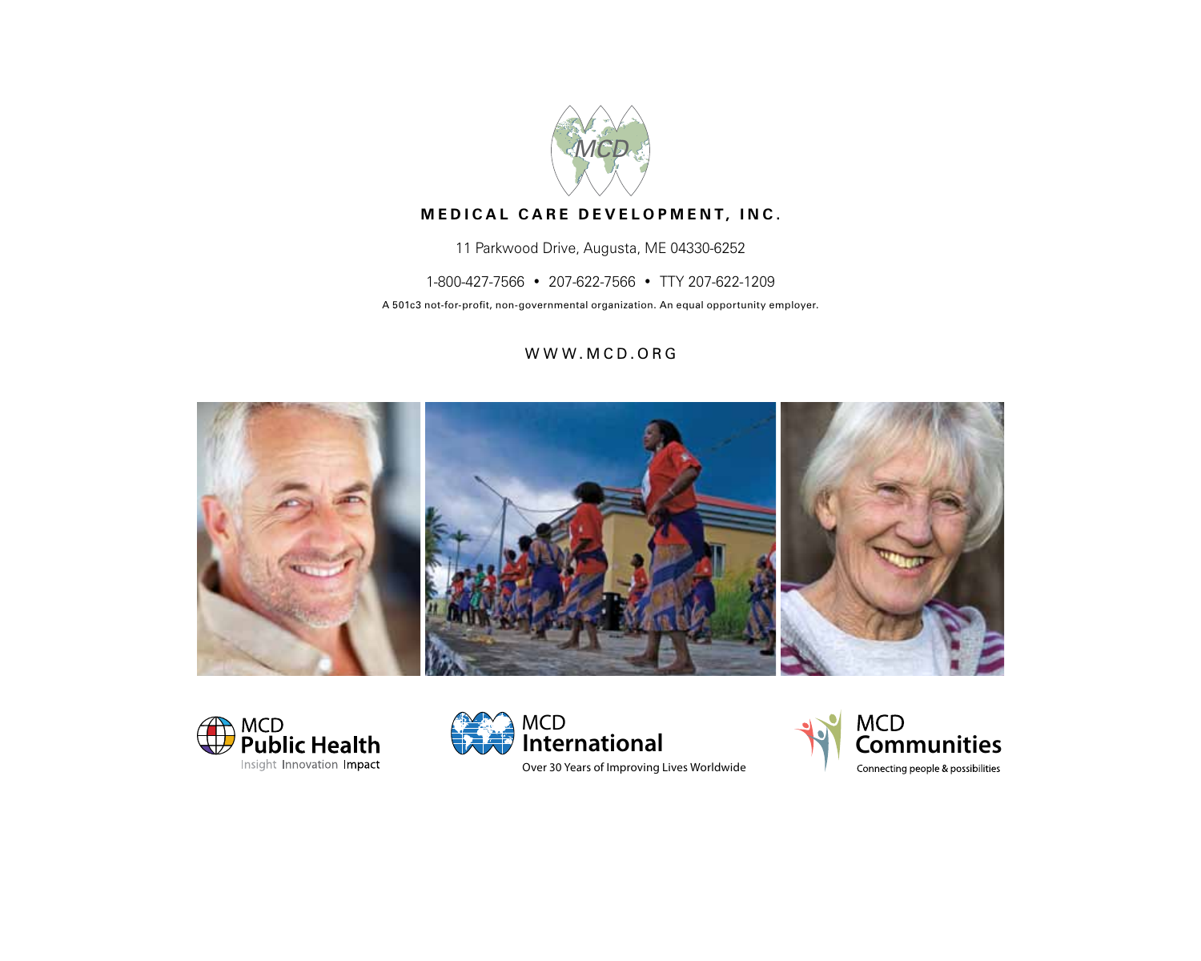MCD

**MEDICAL CARE DEVELOPMENT, INC.**

11 Parkwood Drive, Augusta, ME 04330-6252

1-800-427-7566 • 207-622-7566 • TTY 207-622-1209

A 501c3 not-for-profit, non-governmental organization. An equal opportunity employer.

WWW.MCD.ORG

MCD Public Health
Insight Innovation Impact

MCD International
Over 30 Years of Improving Lives Worldwide

MCD Communities
Connecting people & possibilities